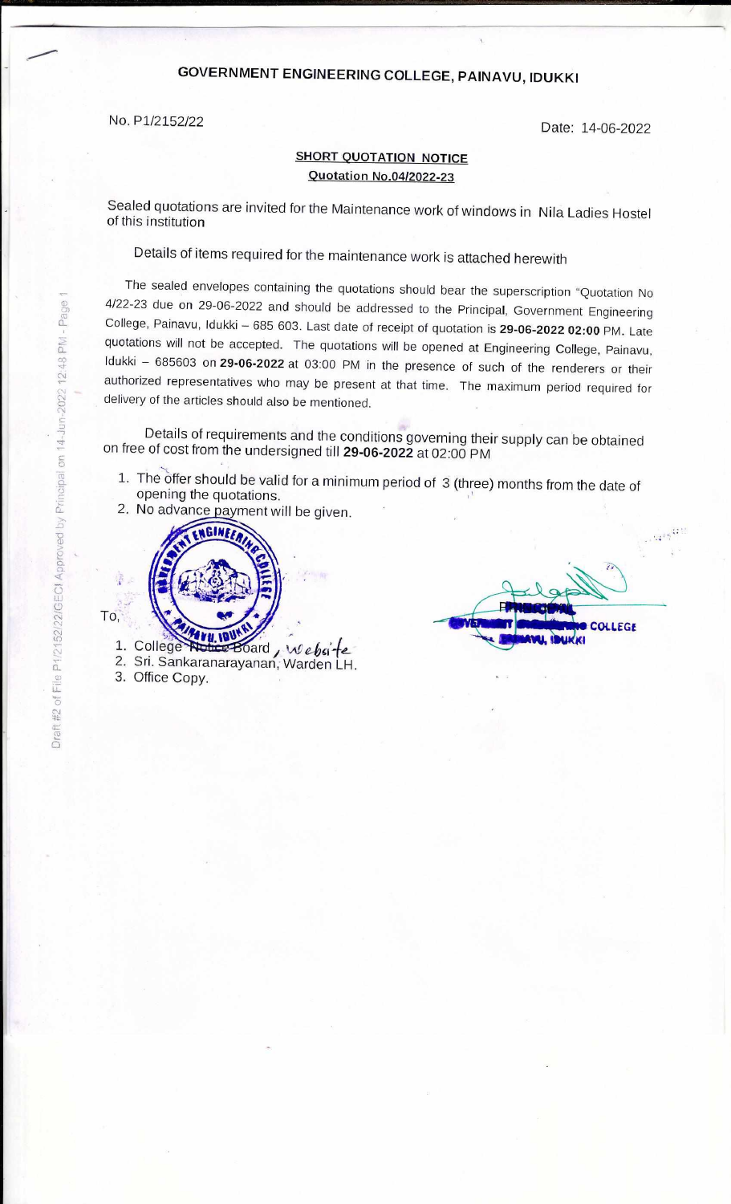# GOVERNMENT ENGINEERING COLLEGE, PAINAVU, IDUKKI

No. P1/2152/22 Date: 14-06-2022

**SHORT QUOTATION NOTICE**

**Quotation No.04/2022-23**

Sealed quotations are invited for the Maintenance work of windows in Nila Ladies Hostel of this institution

Details of items required for the maintenance work is attached herewith

The sealed envelopes containing the quotations should bear the superscription "Quotation No 4/22-23 due on 29-06-2022 and should be addressed to the Principal, Government Engineering College, Painavu, Idukki – 685 603. Last date of receipt of quotation is **29-06-2022 02:00** PM. Late quotations will not be accepted. The quotations will be opened at Engineering College, Painavu, Idukki – 685603 on **29-06-2022** at 03:00 PM in the presence of such of the renderers or their authorized representatives who may be present at that time. The maximum period required for delivery of the articles should also be mentioned.

Details of requirements and the conditions governing their supply can be obtained on free of cost from the undersigned till **29-06-2022** at 02:00 PM

1. The offer should be valid for a minimum period of 3 (three) months from the date of opening the quotations.
2. No advance payment will be given.

PRINCIPAL
GOVERNMENT ENGINEERING COLLEGE
PAINAVU, IDUKKI

To,

1. College Notice Board, website
2. Sri. Sankaranarayanan, Warden LH.
3. Office Copy.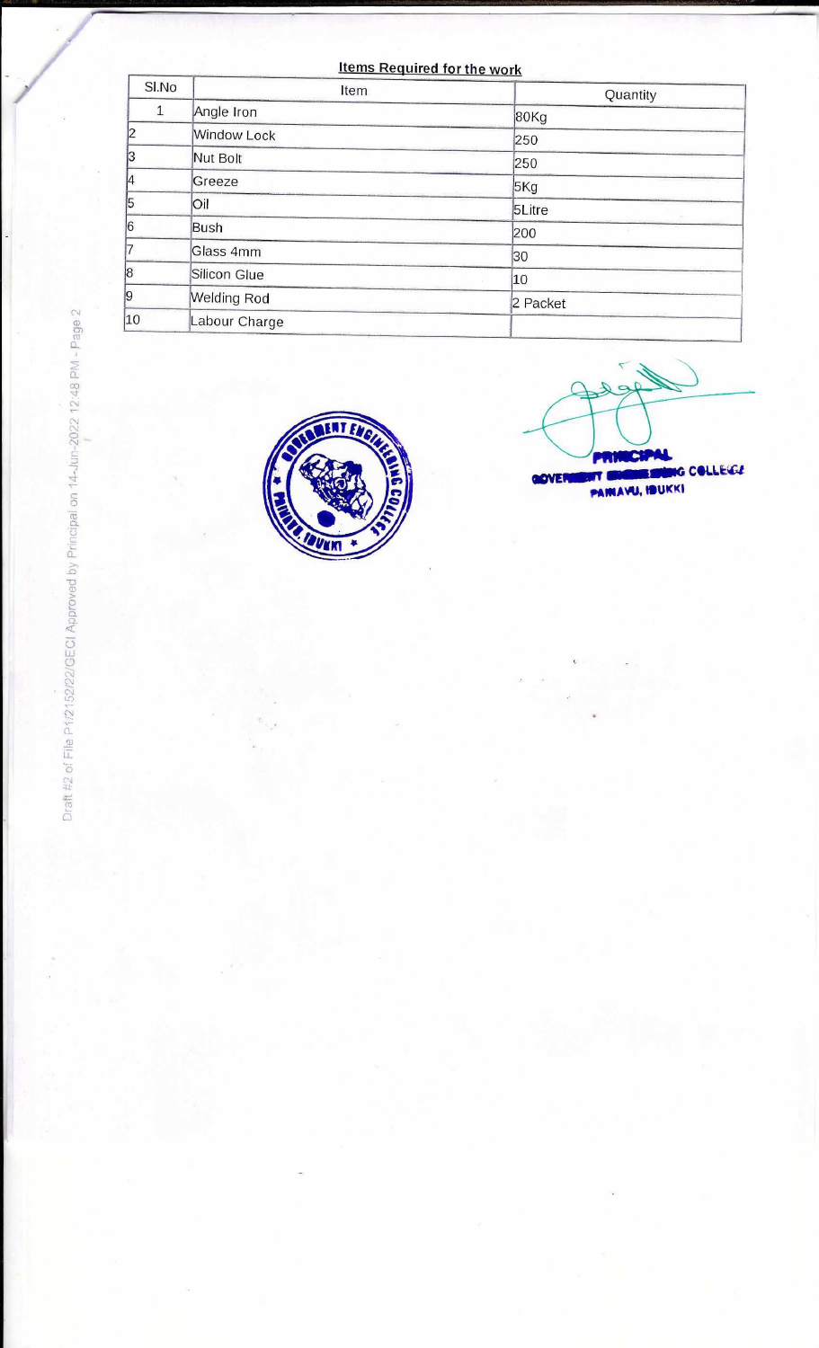## Items Required for the work

| Sl.No | Item | Quantity |
|---|---|---|
| 1 | Angle Iron | 80Kg |
| 2 | Window Lock | 250 |
| 3 | Nut Bolt | 250 |
| 4 | Greeze | 5Kg |
| 5 | Oil | 5Litre |
| 6 | Bush | 200 |
| 7 | Glass 4mm | 30 |
| 8 | Silicon Glue | 10 |
| 9 | Welding Rod | 2 Packet |
| 10 | Labour Charge | |

PRINCIPAL
GOVERNMENT ENGINEERING COLLEGE
PAINAVU, IDUKKI